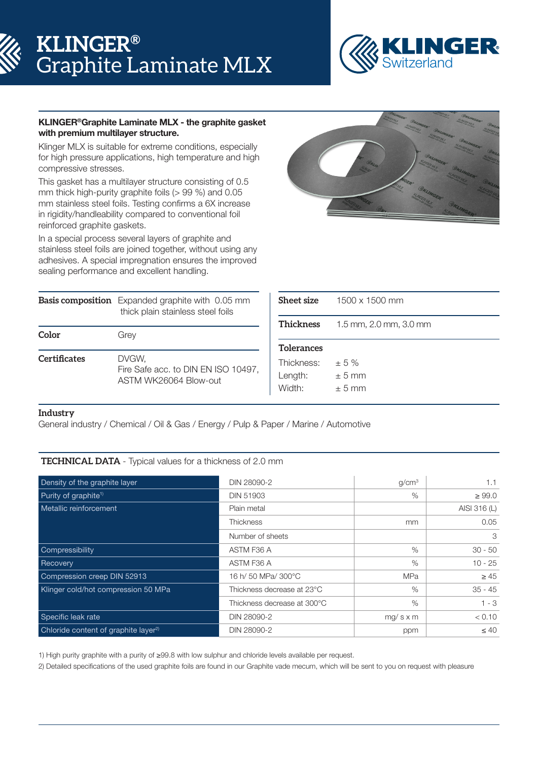# KLINGER® Graphite Laminate MLX

**KLINGER® Graphite Laminate MLX - the graphite gasket with premium multilayer structure.**

Klinger MLX is suitable for extreme conditions, especially for high pressure applications, high temperature and high compressive stresses.

This gasket has a multilayer structure consisting of 0.5 mm thick high-purity graphite foils (> 99 %) and 0.05 mm stainless steel foils. Testing confirms a 6X increase in rigidity/handleability compared to conventional foil reinforced graphite gaskets.

In a special process several layers of graphite and stainless steel foils are joined together, without using any adhesives. A special impregnation ensures the improved sealing performance and excellent handling.

| | |
|---|---|
| **Basis composition** | Expanded graphite with 0.05 mm thick plain stainless steel foils |
| **Color** | Grey |
| **Certificates** | DVGW, Fire Safe acc. to DIN EN ISO 10497, ASTM WK26064 Blow-out |

| | |
|---|---|
| **Sheet size** | 1500 x 1500 mm |
| **Thickness** | 1.5 mm, 2.0 mm, 3.0 mm |
| **Tolerances** | |
| Thickness: | ± 5 % |
| Length: | ± 5 mm |
| Width: | ± 5 mm |

**Industry**

General industry / Chemical / Oil & Gas / Energy / Pulp & Paper / Marine / Automotive

**TECHNICAL DATA** - Typical values for a thickness of 2.0 mm

| | | | |
|---|---|---|---|
| Density of the graphite layer | DIN 28090-2 | $g/cm^3$ | 1.1 |
| Purity of graphite[1)] | DIN 51903 | % | ≥ 99.0 |
| Metallic reinforcement | Plain metal | | AISI 316 (L) |
| | Thickness | mm | 0.05 |
| | Number of sheets | | 3 |
| Compressibility | ASTM F36 A | % | 30 - 50 |
| Recovery | ASTM F36 A | % | 10 - 25 |
| Compression creep DIN 52913 | 16 h/ 50 MPa/ 300°C | MPa | ≥ 45 |
| Klinger cold/hot compression 50 MPa | Thickness decrease at 23°C | % | 35 - 45 |
| | Thickness decrease at 300°C | % | 1 - 3 |
| Specific leak rate | DIN 28090-2 | mg/ s x m | < 0.10 |
| Chloride content of graphite layer[2)] | DIN 28090-2 | ppm | ≤ 40 |

1) High purity graphite with a purity of ≥99.8 with low sulphur and chloride levels available per request.

2) Detailed specifications of the used graphite foils are found in our Graphite vade mecum, which will be sent to you on request with pleasure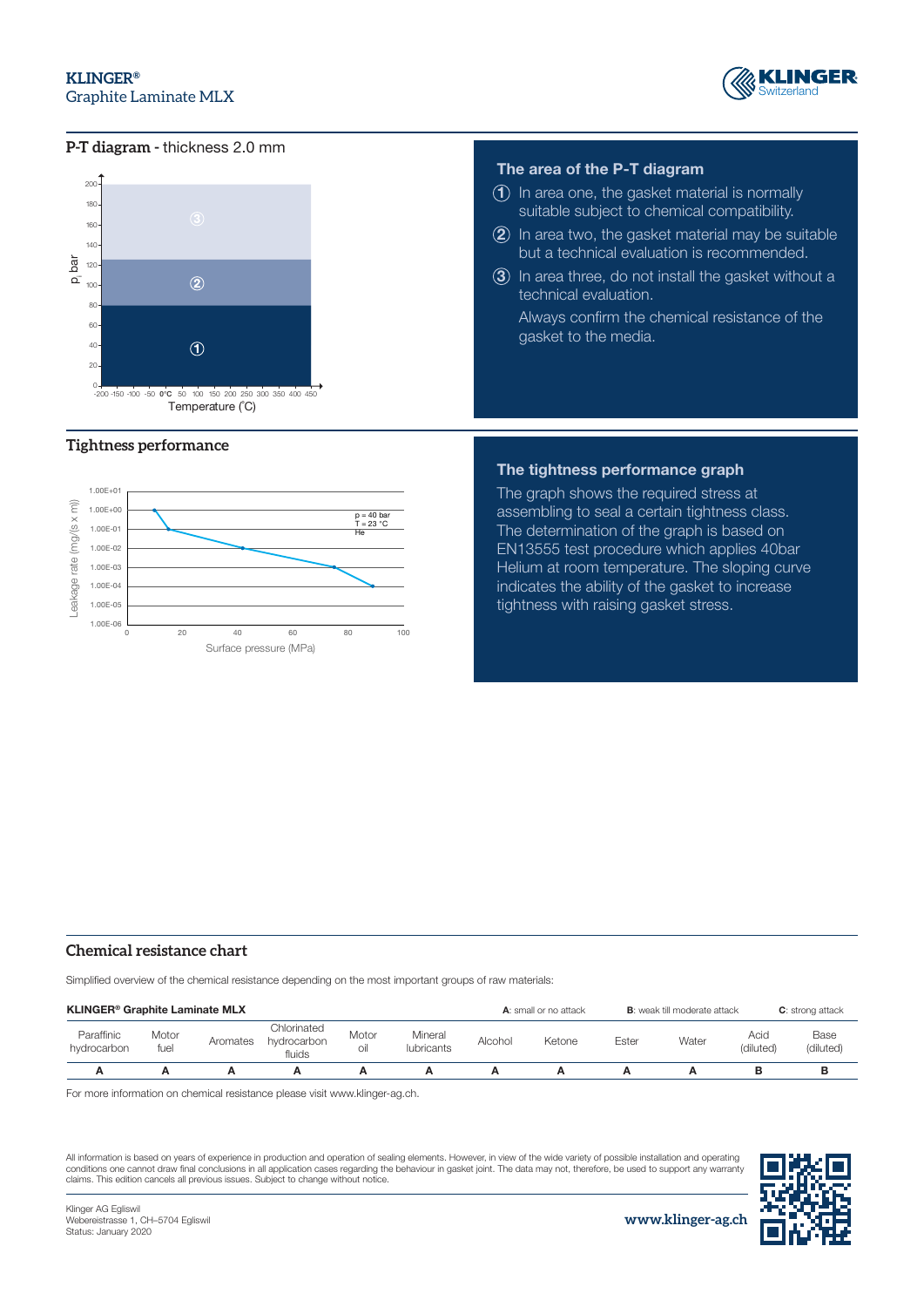## P-T diagram - thickness 2.0 mm

p, bar

200
180
160
140
120
100
80
60
40
20
0

③
②
①

-200 -150 -100 -50 0°C 50 100 150 200 250 300 350 400 450

Temperature (°C)

### The area of the P-T diagram

① In area one, the gasket material is normally suitable subject to chemical compatibility.

② In area two, the gasket material may be suitable but a technical evaluation is recommended.

③ In area three, do not install the gasket without a technical evaluation.

Always confirm the chemical resistance of the gasket to the media.

## Tightness performance

Leakage rate (mg/(s x m))

1.00E+01
1.00E+00
1.00E-01
1.00E-02
1.00E-03
1.00E-04
1.00E-05
1.00E-06

p = 40 bar
T = 23 °C
He

0 20 40 60 80 100

Surface pressure (MPa)

### The tightness performance graph

The graph shows the required stress at assembling to seal a certain tightness class. The determination of the graph is based on EN13555 test procedure which applies 40bar Helium at room temperature. The sloping curve indicates the ability of the gasket to increase tightness with raising gasket stress.

## Chemical resistance chart

Simplified overview of the chemical resistance depending on the most important groups of raw materials:

**KLINGER® Graphite Laminate MLX** — **A**: small or no attack — **B**: weak till moderate attack — **C**: strong attack

| Paraffinic hydrocarbon | Motor fuel | Aromates | Chlorinated hydrocarbon fluids | Motor oil | Mineral lubricants | Alcohol | Ketone | Ester | Water | Acid (diluted) | Base (diluted) |
|---|---|---|---|---|---|---|---|---|---|---|---|
| A | A | A | A | A | A | A | A | A | A | B | B |

For more information on chemical resistance please visit www.klinger-ag.ch.

All information is based on years of experience in production and operation of sealing elements. However, in view of the wide variety of possible installation and operating conditions one cannot draw final conclusions in all application cases regarding the behaviour in gasket joint. The data may not, therefore, be used to support any warranty claims. This edition cancels all previous issues. Subject to change without notice.

Klinger AG Egliswil
Webereistrasse 1, CH–5704 Egliswil
Status: January 2020

**www.klinger-ag.ch**